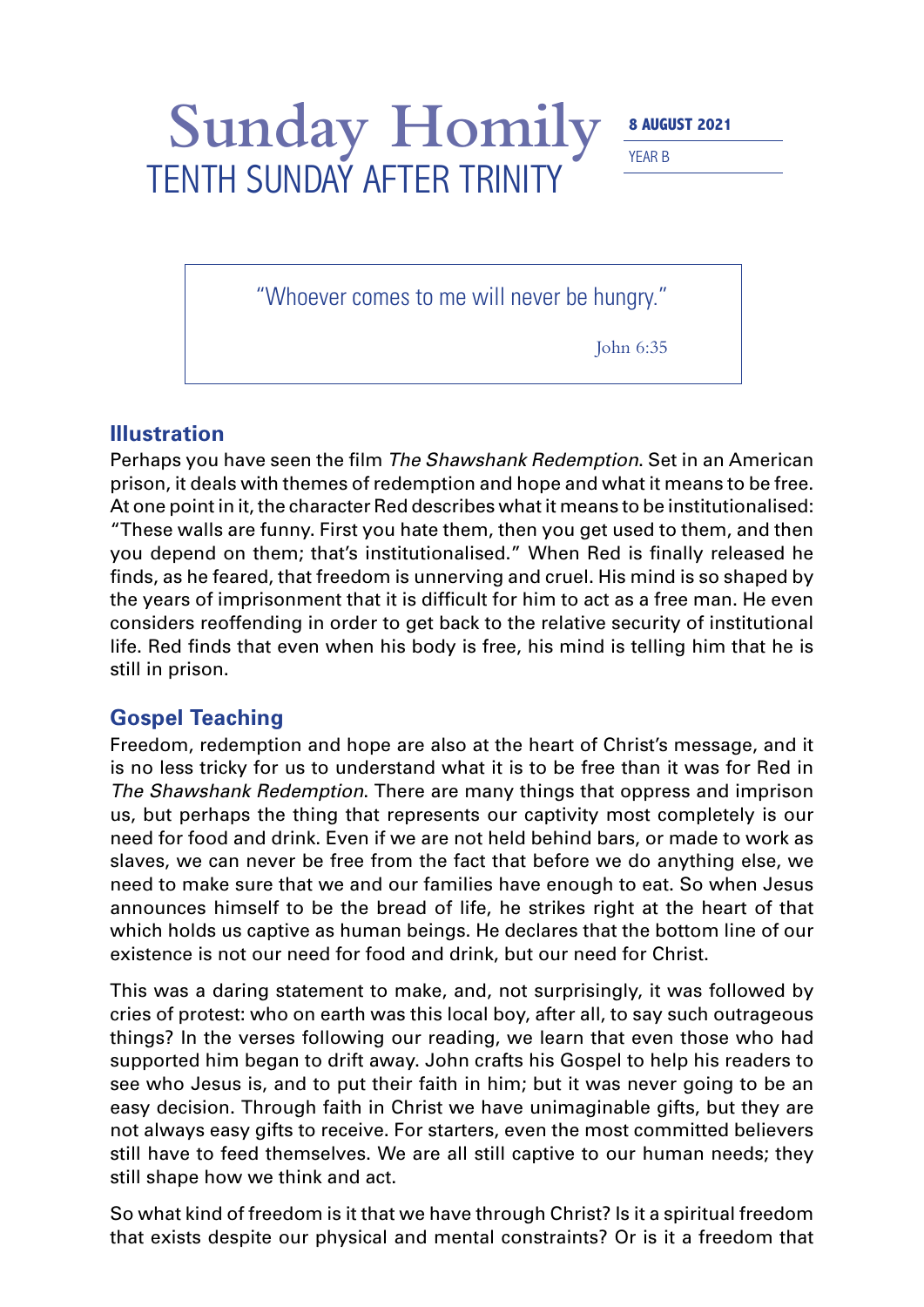# Sunday Homily

## TENTH SUNDAY AFTER TRINITY

**8 AUGUST 2021**

YEAR B

> "Whoever comes to me will never be hungry."
>
> John 6:35

## Illustration

Perhaps you have seen the film *The Shawshank Redemption*. Set in an American prison, it deals with themes of redemption and hope and what it means to be free. At one point in it, the character Red describes what it means to be institutionalised: "These walls are funny. First you hate them, then you get used to them, and then you depend on them; that's institutionalised." When Red is finally released he finds, as he feared, that freedom is unnerving and cruel. His mind is so shaped by the years of imprisonment that it is difficult for him to act as a free man. He even considers reoffending in order to get back to the relative security of institutional life. Red finds that even when his body is free, his mind is telling him that he is still in prison.

## Gospel Teaching

Freedom, redemption and hope are also at the heart of Christ's message, and it is no less tricky for us to understand what it is to be free than it was for Red in *The Shawshank Redemption*. There are many things that oppress and imprison us, but perhaps the thing that represents our captivity most completely is our need for food and drink. Even if we are not held behind bars, or made to work as slaves, we can never be free from the fact that before we do anything else, we need to make sure that we and our families have enough to eat. So when Jesus announces himself to be the bread of life, he strikes right at the heart of that which holds us captive as human beings. He declares that the bottom line of our existence is not our need for food and drink, but our need for Christ.

This was a daring statement to make, and, not surprisingly, it was followed by cries of protest: who on earth was this local boy, after all, to say such outrageous things? In the verses following our reading, we learn that even those who had supported him began to drift away. John crafts his Gospel to help his readers to see who Jesus is, and to put their faith in him; but it was never going to be an easy decision. Through faith in Christ we have unimaginable gifts, but they are not always easy gifts to receive. For starters, even the most committed believers still have to feed themselves. We are all still captive to our human needs; they still shape how we think and act.

So what kind of freedom is it that we have through Christ? Is it a spiritual freedom that exists despite our physical and mental constraints? Or is it a freedom that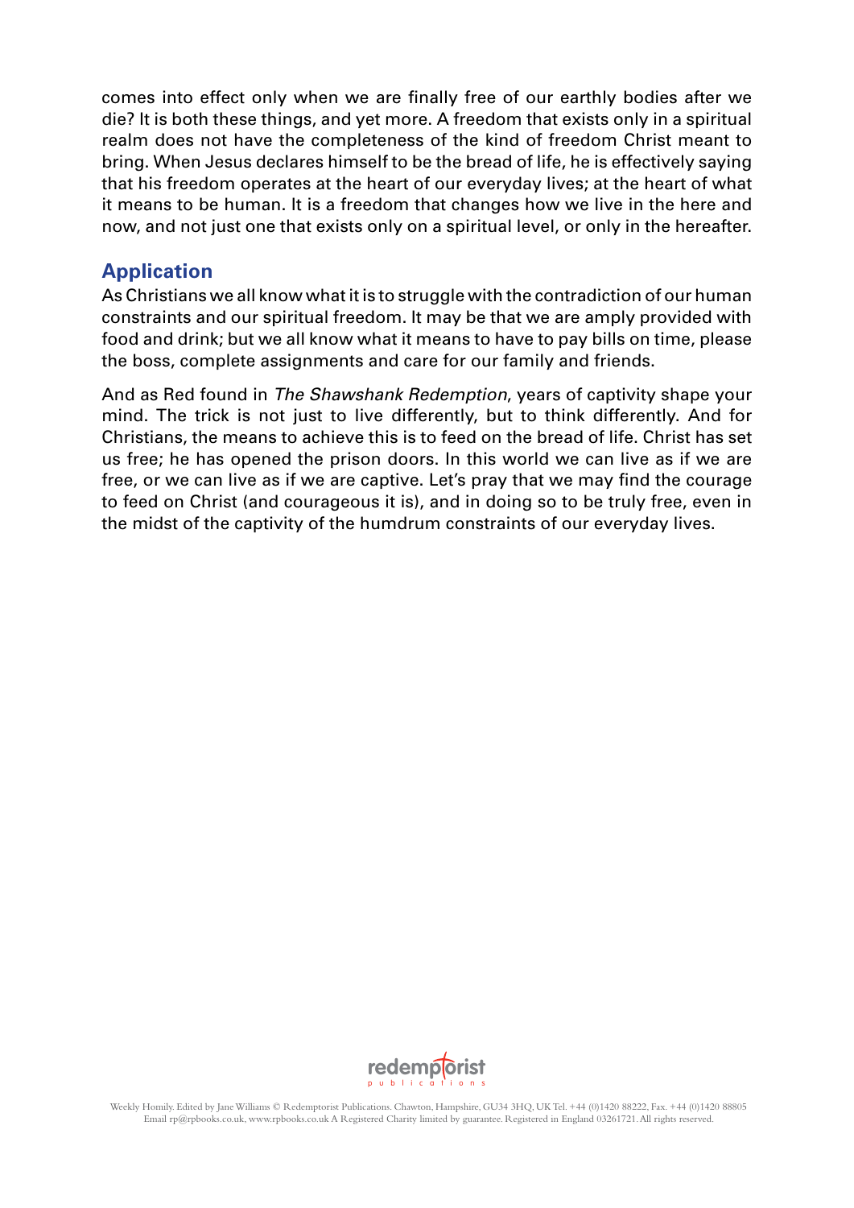comes into effect only when we are finally free of our earthly bodies after we die? It is both these things, and yet more. A freedom that exists only in a spiritual realm does not have the completeness of the kind of freedom Christ meant to bring. When Jesus declares himself to be the bread of life, he is effectively saying that his freedom operates at the heart of our everyday lives; at the heart of what it means to be human. It is a freedom that changes how we live in the here and now, and not just one that exists only on a spiritual level, or only in the hereafter.

## Application

As Christians we all know what it is to struggle with the contradiction of our human constraints and our spiritual freedom. It may be that we are amply provided with food and drink; but we all know what it means to have to pay bills on time, please the boss, complete assignments and care for our family and friends.

And as Red found in *The Shawshank Redemption*, years of captivity shape your mind. The trick is not just to live differently, but to think differently. And for Christians, the means to achieve this is to feed on the bread of life. Christ has set us free; he has opened the prison doors. In this world we can live as if we are free, or we can live as if we are captive. Let's pray that we may find the courage to feed on Christ (and courageous it is), and in doing so to be truly free, even in the midst of the captivity of the humdrum constraints of our everyday lives.

redemptorist publications

Weekly Homily. Edited by Jane Williams © Redemptorist Publications. Chawton, Hampshire, GU34 3HQ, UK Tel. +44 (0)1420 88222, Fax. +44 (0)1420 88805 Email rp@rpbooks.co.uk, www.rpbooks.co.uk A Registered Charity limited by guarantee. Registered in England 03261721. All rights reserved.